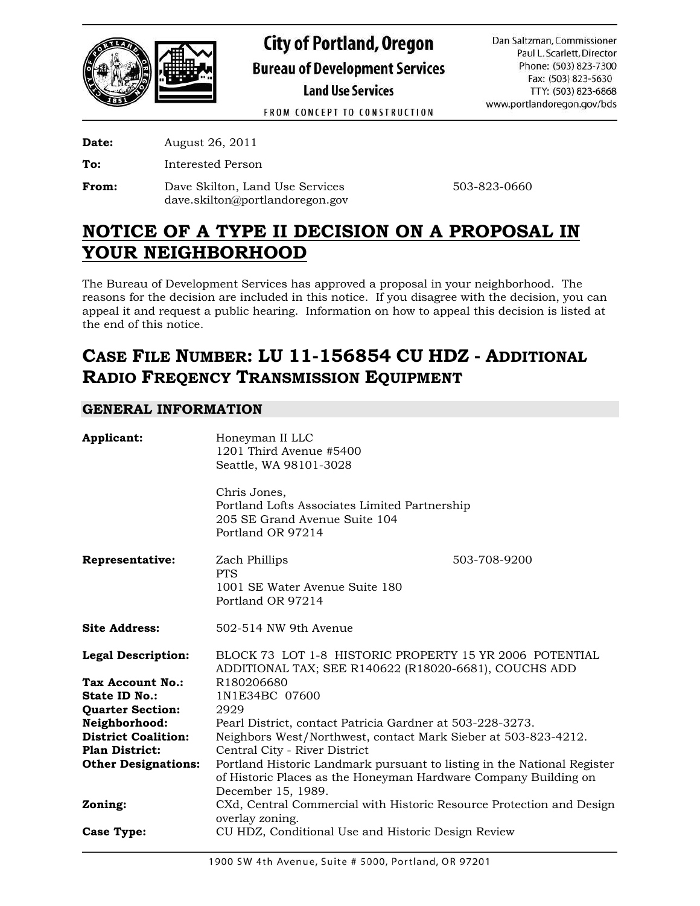# City of Portland, Oregon

**Bureau of Development Services**

**Land Use Services**

FROM CONCEPT TO CONSTRUCTION

Dan Saltzman, Commissioner
Paul L. Scarlett, Director
Phone: (503) 823-7300
Fax: (503) 823-5630
TTY: (503) 823-6868
www.portlandoregon.gov/bds

**Date:** August 26, 2011

**To:** Interested Person

**From:** Dave Skilton, Land Use Services 503-823-0660
dave.skilton@portlandoregon.gov

# NOTICE OF A TYPE II DECISION ON A PROPOSAL IN YOUR NEIGHBORHOOD

The Bureau of Development Services has approved a proposal in your neighborhood. The reasons for the decision are included in this notice. If you disagree with the decision, you can appeal it and request a public hearing. Information on how to appeal this decision is listed at the end of this notice.

## CASE FILE NUMBER: LU 11-156854 CU HDZ - ADDITIONAL RADIO FREQENCY TRANSMISSION EQUIPMENT

### GENERAL INFORMATION

**Applicant:** Honeyman II LLC
1201 Third Avenue #5400
Seattle, WA 98101-3028

Chris Jones,
Portland Lofts Associates Limited Partnership
205 SE Grand Avenue Suite 104
Portland OR 97214

**Representative:** Zach Phillips 503-708-9200
PTS
1001 SE Water Avenue Suite 180
Portland OR 97214

**Site Address:** 502-514 NW 9th Avenue

**Legal Description:** BLOCK 73 LOT 1-8 HISTORIC PROPERTY 15 YR 2006 POTENTIAL ADDITIONAL TAX; SEE R140622 (R18020-6681), COUCHS ADD

**Tax Account No.:** R180206680

**State ID No.:** 1N1E34BC 07600

**Quarter Section:** 2929

**Neighborhood:** Pearl District, contact Patricia Gardner at 503-228-3273.

**District Coalition:** Neighbors West/Northwest, contact Mark Sieber at 503-823-4212.

**Plan District:** Central City - River District

**Other Designations:** Portland Historic Landmark pursuant to listing in the National Register of Historic Places as the Honeyman Hardware Company Building on December 15, 1989.

**Zoning:** CXd, Central Commercial with Historic Resource Protection and Design overlay zoning.

**Case Type:** CU HDZ, Conditional Use and Historic Design Review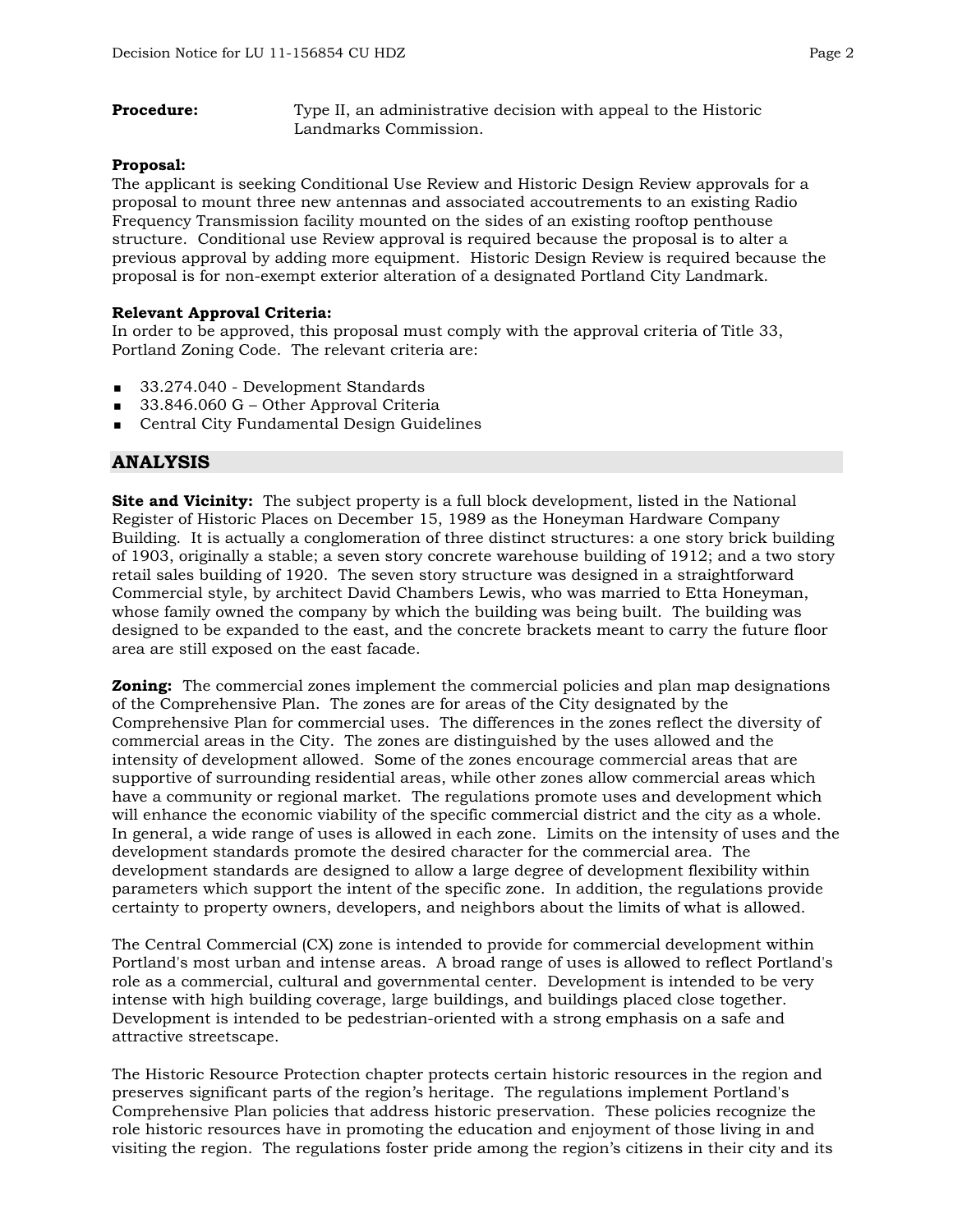**Procedure:** Type II, an administrative decision with appeal to the Historic Landmarks Commission.

**Proposal:**
The applicant is seeking Conditional Use Review and Historic Design Review approvals for a proposal to mount three new antennas and associated accoutrements to an existing Radio Frequency Transmission facility mounted on the sides of an existing rooftop penthouse structure. Conditional use Review approval is required because the proposal is to alter a previous approval by adding more equipment. Historic Design Review is required because the proposal is for non-exempt exterior alteration of a designated Portland City Landmark.

**Relevant Approval Criteria:**
In order to be approved, this proposal must comply with the approval criteria of Title 33, Portland Zoning Code. The relevant criteria are:

- 33.274.040 - Development Standards
- 33.846.060 G – Other Approval Criteria
- Central City Fundamental Design Guidelines

## ANALYSIS

**Site and Vicinity:** The subject property is a full block development, listed in the National Register of Historic Places on December 15, 1989 as the Honeyman Hardware Company Building. It is actually a conglomeration of three distinct structures: a one story brick building of 1903, originally a stable; a seven story concrete warehouse building of 1912; and a two story retail sales building of 1920. The seven story structure was designed in a straightforward Commercial style, by architect David Chambers Lewis, who was married to Etta Honeyman, whose family owned the company by which the building was being built. The building was designed to be expanded to the east, and the concrete brackets meant to carry the future floor area are still exposed on the east facade.

**Zoning:** The commercial zones implement the commercial policies and plan map designations of the Comprehensive Plan. The zones are for areas of the City designated by the Comprehensive Plan for commercial uses. The differences in the zones reflect the diversity of commercial areas in the City. The zones are distinguished by the uses allowed and the intensity of development allowed. Some of the zones encourage commercial areas that are supportive of surrounding residential areas, while other zones allow commercial areas which have a community or regional market. The regulations promote uses and development which will enhance the economic viability of the specific commercial district and the city as a whole. In general, a wide range of uses is allowed in each zone. Limits on the intensity of uses and the development standards promote the desired character for the commercial area. The development standards are designed to allow a large degree of development flexibility within parameters which support the intent of the specific zone. In addition, the regulations provide certainty to property owners, developers, and neighbors about the limits of what is allowed.

The Central Commercial (CX) zone is intended to provide for commercial development within Portland's most urban and intense areas. A broad range of uses is allowed to reflect Portland's role as a commercial, cultural and governmental center. Development is intended to be very intense with high building coverage, large buildings, and buildings placed close together. Development is intended to be pedestrian-oriented with a strong emphasis on a safe and attractive streetscape.

The Historic Resource Protection chapter protects certain historic resources in the region and preserves significant parts of the region's heritage. The regulations implement Portland's Comprehensive Plan policies that address historic preservation. These policies recognize the role historic resources have in promoting the education and enjoyment of those living in and visiting the region. The regulations foster pride among the region's citizens in their city and its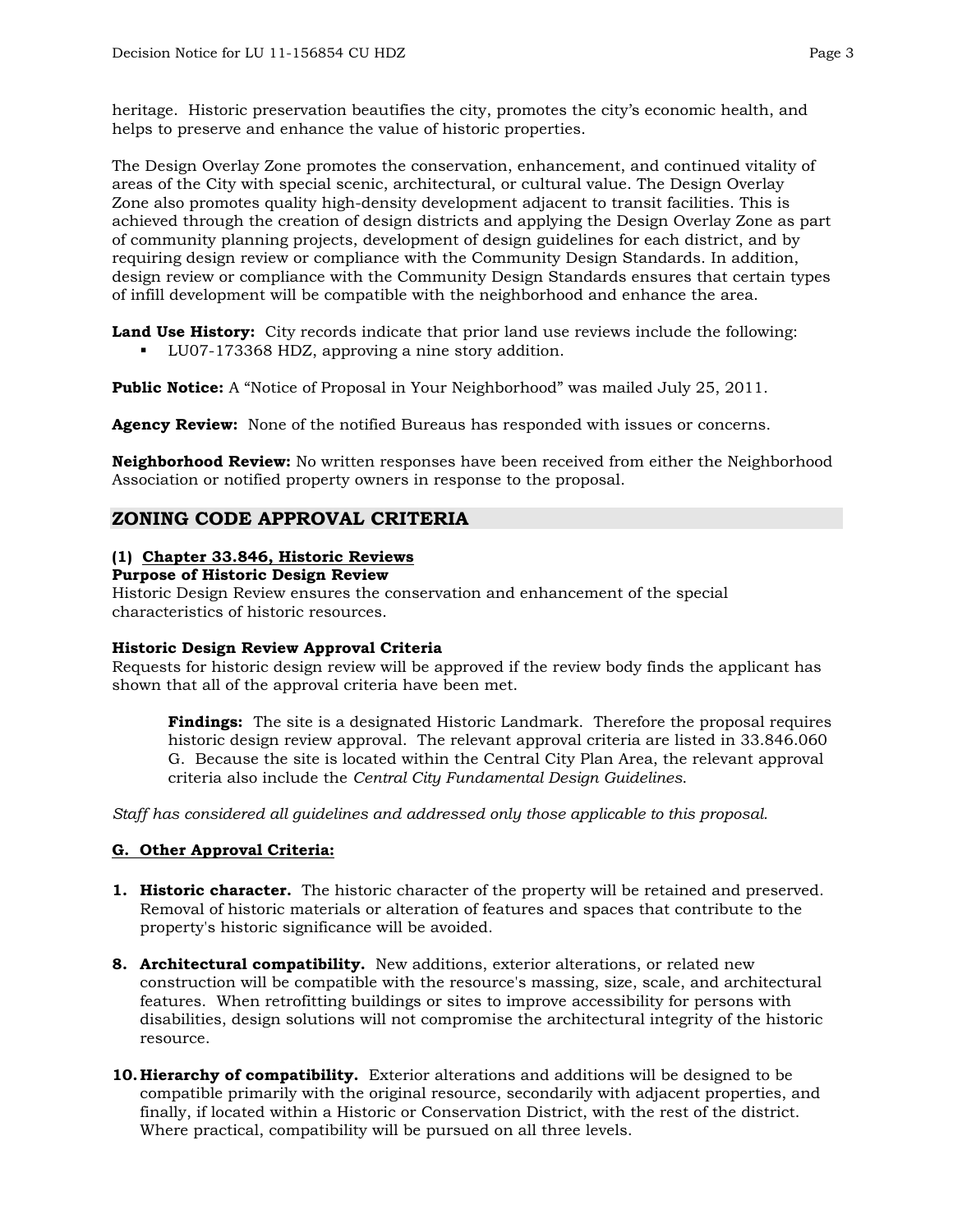heritage. Historic preservation beautifies the city, promotes the city's economic health, and helps to preserve and enhance the value of historic properties.

The Design Overlay Zone promotes the conservation, enhancement, and continued vitality of areas of the City with special scenic, architectural, or cultural value. The Design Overlay Zone also promotes quality high-density development adjacent to transit facilities. This is achieved through the creation of design districts and applying the Design Overlay Zone as part of community planning projects, development of design guidelines for each district, and by requiring design review or compliance with the Community Design Standards. In addition, design review or compliance with the Community Design Standards ensures that certain types of infill development will be compatible with the neighborhood and enhance the area.

**Land Use History:** City records indicate that prior land use reviews include the following:

- LU07-173368 HDZ, approving a nine story addition.

**Public Notice:** A "Notice of Proposal in Your Neighborhood" was mailed July 25, 2011.

**Agency Review:** None of the notified Bureaus has responded with issues or concerns.

**Neighborhood Review:** No written responses have been received from either the Neighborhood Association or notified property owners in response to the proposal.

## ZONING CODE APPROVAL CRITERIA

**(1) <u>Chapter 33.846, Historic Reviews</u>**

**Purpose of Historic Design Review**

Historic Design Review ensures the conservation and enhancement of the special characteristics of historic resources.

**Historic Design Review Approval Criteria**

Requests for historic design review will be approved if the review body finds the applicant has shown that all of the approval criteria have been met.

> **Findings:** The site is a designated Historic Landmark. Therefore the proposal requires historic design review approval. The relevant approval criteria are listed in 33.846.060 G. Because the site is located within the Central City Plan Area, the relevant approval criteria also include the *Central City Fundamental Design Guidelines*.

*Staff has considered all guidelines and addressed only those applicable to this proposal.*

**<u>G. Other Approval Criteria:</u>**

1. **Historic character.** The historic character of the property will be retained and preserved. Removal of historic materials or alteration of features and spaces that contribute to the property's historic significance will be avoided.

8. **Architectural compatibility.** New additions, exterior alterations, or related new construction will be compatible with the resource's massing, size, scale, and architectural features. When retrofitting buildings or sites to improve accessibility for persons with disabilities, design solutions will not compromise the architectural integrity of the historic resource.

10. **Hierarchy of compatibility.** Exterior alterations and additions will be designed to be compatible primarily with the original resource, secondarily with adjacent properties, and finally, if located within a Historic or Conservation District, with the rest of the district. Where practical, compatibility will be pursued on all three levels.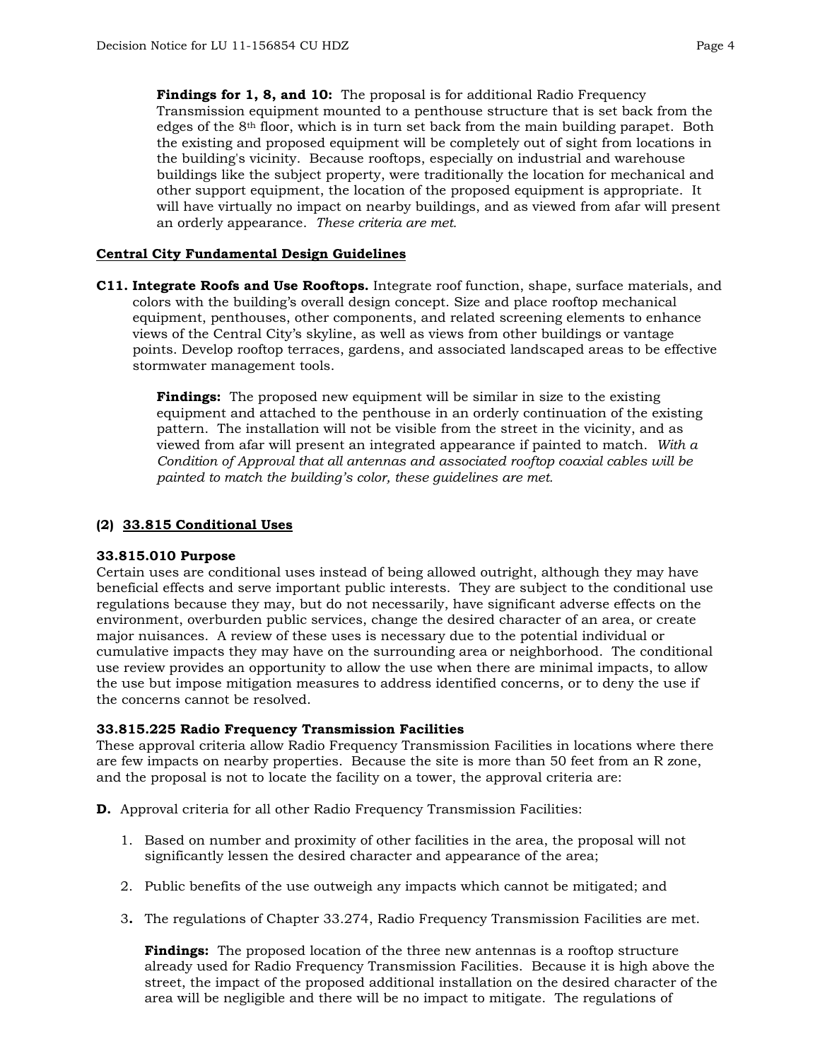**Findings for 1, 8, and 10:** The proposal is for additional Radio Frequency Transmission equipment mounted to a penthouse structure that is set back from the edges of the 8th floor, which is in turn set back from the main building parapet. Both the existing and proposed equipment will be completely out of sight from locations in the building's vicinity. Because rooftops, especially on industrial and warehouse buildings like the subject property, were traditionally the location for mechanical and other support equipment, the location of the proposed equipment is appropriate. It will have virtually no impact on nearby buildings, and as viewed from afar will present an orderly appearance. *These criteria are met.*

**Central City Fundamental Design Guidelines**

**C11. Integrate Roofs and Use Rooftops.** Integrate roof function, shape, surface materials, and colors with the building's overall design concept. Size and place rooftop mechanical equipment, penthouses, other components, and related screening elements to enhance views of the Central City's skyline, as well as views from other buildings or vantage points. Develop rooftop terraces, gardens, and associated landscaped areas to be effective stormwater management tools.

**Findings:** The proposed new equipment will be similar in size to the existing equipment and attached to the penthouse in an orderly continuation of the existing pattern. The installation will not be visible from the street in the vicinity, and as viewed from afar will present an integrated appearance if painted to match. *With a Condition of Approval that all antennas and associated rooftop coaxial cables will be painted to match the building's color, these guidelines are met.*

## (2) 33.815 Conditional Uses

**33.815.010 Purpose**

Certain uses are conditional uses instead of being allowed outright, although they may have beneficial effects and serve important public interests. They are subject to the conditional use regulations because they may, but do not necessarily, have significant adverse effects on the environment, overburden public services, change the desired character of an area, or create major nuisances. A review of these uses is necessary due to the potential individual or cumulative impacts they may have on the surrounding area or neighborhood. The conditional use review provides an opportunity to allow the use when there are minimal impacts, to allow the use but impose mitigation measures to address identified concerns, or to deny the use if the concerns cannot be resolved.

**33.815.225 Radio Frequency Transmission Facilities**

These approval criteria allow Radio Frequency Transmission Facilities in locations where there are few impacts on nearby properties. Because the site is more than 50 feet from an R zone, and the proposal is not to locate the facility on a tower, the approval criteria are:

**D.** Approval criteria for all other Radio Frequency Transmission Facilities:

1. Based on number and proximity of other facilities in the area, the proposal will not significantly lessen the desired character and appearance of the area;

2. Public benefits of the use outweigh any impacts which cannot be mitigated; and

3. The regulations of Chapter 33.274, Radio Frequency Transmission Facilities are met.

**Findings:** The proposed location of the three new antennas is a rooftop structure already used for Radio Frequency Transmission Facilities. Because it is high above the street, the impact of the proposed additional installation on the desired character of the area will be negligible and there will be no impact to mitigate. The regulations of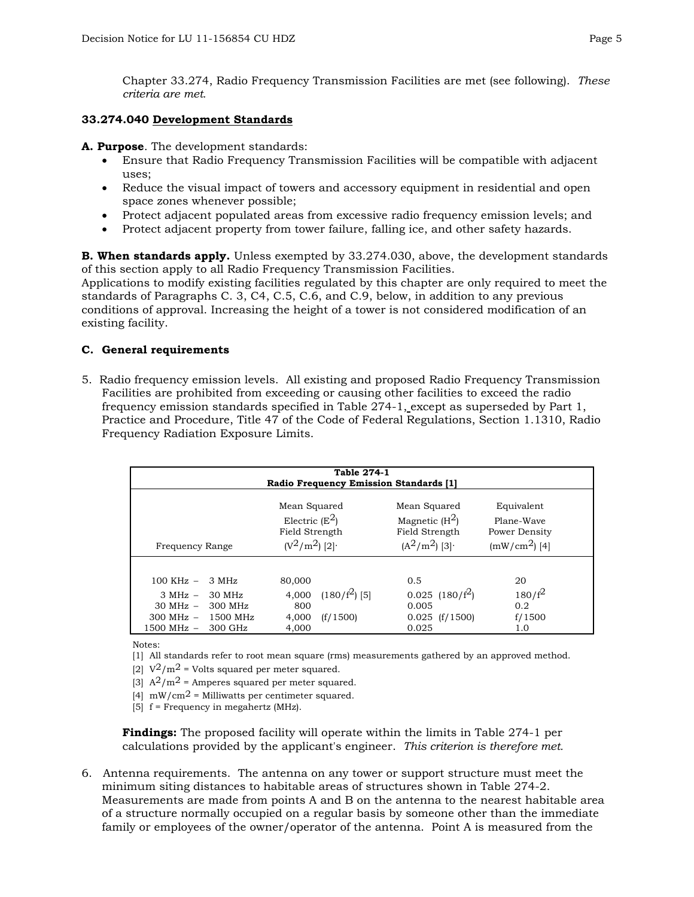Chapter 33.274, Radio Frequency Transmission Facilities are met (see following). *These criteria are met.*

**33.274.040 Development Standards**

**A. Purpose**. The development standards:

- Ensure that Radio Frequency Transmission Facilities will be compatible with adjacent uses;
- Reduce the visual impact of towers and accessory equipment in residential and open space zones whenever possible;
- Protect adjacent populated areas from excessive radio frequency emission levels; and
- Protect adjacent property from tower failure, falling ice, and other safety hazards.

**B. When standards apply.** Unless exempted by 33.274.030, above, the development standards of this section apply to all Radio Frequency Transmission Facilities.
Applications to modify existing facilities regulated by this chapter are only required to meet the standards of Paragraphs C. 3, C4, C.5, C.6, and C.9, below, in addition to any previous conditions of approval. Increasing the height of a tower is not considered modification of an existing facility.

**C. General requirements**

5. Radio frequency emission levels. All existing and proposed Radio Frequency Transmission Facilities are prohibited from exceeding or causing other facilities to exceed the radio frequency emission standards specified in Table 274-1, except as superseded by Part 1, Practice and Procedure, Title 47 of the Code of Federal Regulations, Section 1.1310, Radio Frequency Radiation Exposure Limits.

**Table 274-1**
**Radio Frequency Emission Standards [1]**

| Frequency Range | Mean Squared Electric ($E^2$) Field Strength ($V^2/m^2$) [2]· | Mean Squared Magnetic ($H^2$) Field Strength ($A^2/m^2$) [3]· | Equivalent Plane-Wave Power Density ($mW/cm^2$) [4] |
|---|---|---|---|
| 100 KHz – 3 MHz | 80,000 | 0.5 | 20 |
| 3 MHz – 30 MHz | 4,000 $(180/f^2)$ [5] | 0.025 $(180/f^2)$ | $180/f^2$ |
| 30 MHz – 300 MHz | 800 | 0.005 | 0.2 |
| 300 MHz – 1500 MHz | 4,000 (f/1500) | 0.025 (f/1500) | f/1500 |
| 1500 MHz – 300 GHz | 4,000 | 0.025 | 1.0 |

Notes:
[1] All standards refer to root mean square (rms) measurements gathered by an approved method.
[2] $V^2/m^2$ = Volts squared per meter squared.
[3] $A^2/m^2$ = Amperes squared per meter squared.
[4] $mW/cm^2$ = Milliwatts per centimeter squared.
[5] f = Frequency in megahertz (MHz).

**Findings:** The proposed facility will operate within the limits in Table 274-1 per calculations provided by the applicant's engineer. *This criterion is therefore met.*

6. Antenna requirements. The antenna on any tower or support structure must meet the minimum siting distances to habitable areas of structures shown in Table 274-2. Measurements are made from points A and B on the antenna to the nearest habitable area of a structure normally occupied on a regular basis by someone other than the immediate family or employees of the owner/operator of the antenna. Point A is measured from the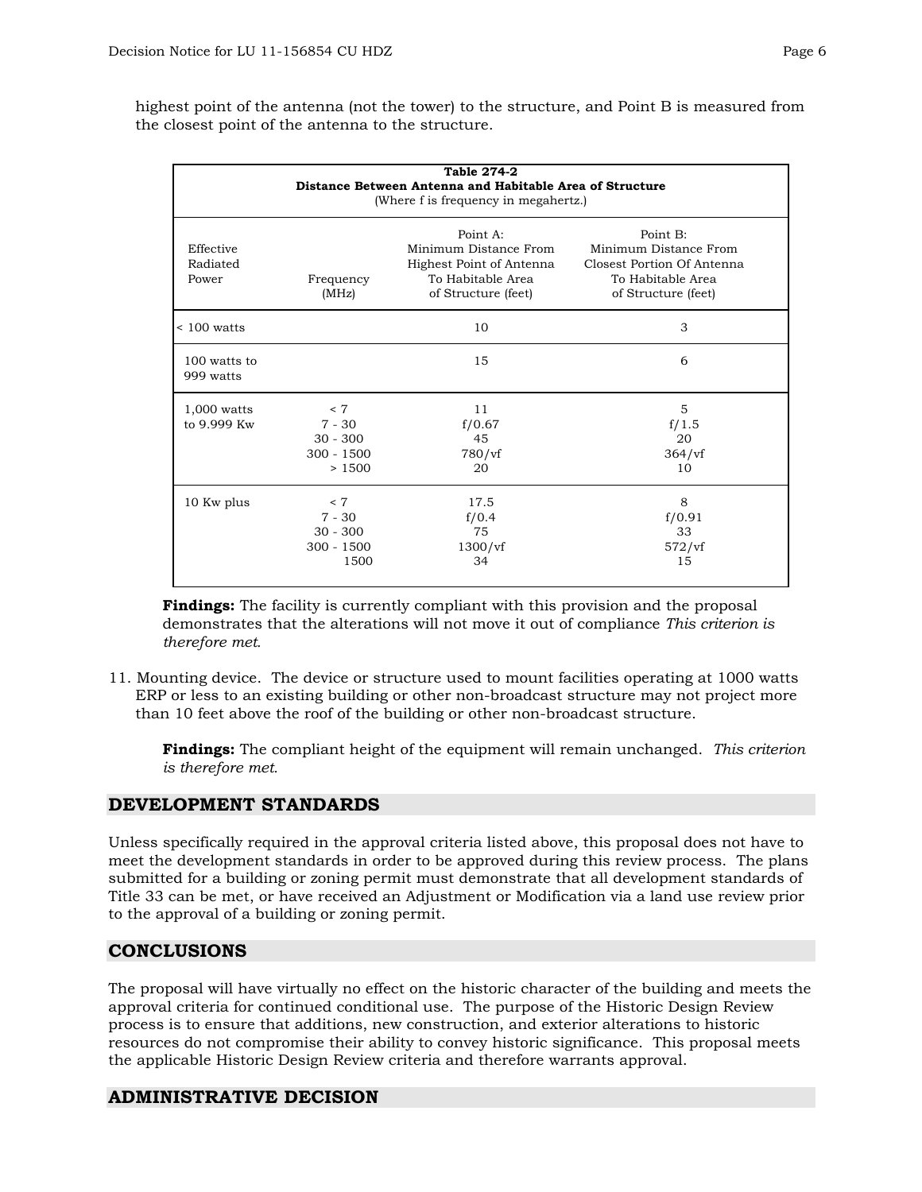highest point of the antenna (not the tower) to the structure, and Point B is measured from the closest point of the antenna to the structure.

**Table 274-2**
**Distance Between Antenna and Habitable Area of Structure**
(Where f is frequency in megahertz.)

| Effective Radiated Power | Frequency (MHz) | Point A: Minimum Distance From Highest Point of Antenna To Habitable Area of Structure (feet) | Point B: Minimum Distance From Closest Portion Of Antenna To Habitable Area of Structure (feet) |
|---|---|---|---|
| < 100 watts | | 10 | 3 |
| 100 watts to 999 watts | | 15 | 6 |
| 1,000 watts to 9.999 Kw | < 7 | 11 | 5 |
| | 7 - 30 | f/0.67 | f/1.5 |
| | 30 - 300 | 45 | 20 |
| | 300 - 1500 | 780/vf | 364/vf |
| | > 1500 | 20 | 10 |
| 10 Kw plus | < 7 | 17.5 | 8 |
| | 7 - 30 | f/0.4 | f/0.91 |
| | 30 - 300 | 75 | 33 |
| | 300 - 1500 | 1300/vf | 572/vf |
| | 1500 | 34 | 15 |

**Findings:** The facility is currently compliant with this provision and the proposal demonstrates that the alterations will not move it out of compliance *This criterion is therefore met.*

11. Mounting device. The device or structure used to mount facilities operating at 1000 watts ERP or less to an existing building or other non-broadcast structure may not project more than 10 feet above the roof of the building or other non-broadcast structure.

    **Findings:** The compliant height of the equipment will remain unchanged. *This criterion is therefore met.*

## DEVELOPMENT STANDARDS

Unless specifically required in the approval criteria listed above, this proposal does not have to meet the development standards in order to be approved during this review process. The plans submitted for a building or zoning permit must demonstrate that all development standards of Title 33 can be met, or have received an Adjustment or Modification via a land use review prior to the approval of a building or zoning permit.

## CONCLUSIONS

The proposal will have virtually no effect on the historic character of the building and meets the approval criteria for continued conditional use. The purpose of the Historic Design Review process is to ensure that additions, new construction, and exterior alterations to historic resources do not compromise their ability to convey historic significance. This proposal meets the applicable Historic Design Review criteria and therefore warrants approval.

## ADMINISTRATIVE DECISION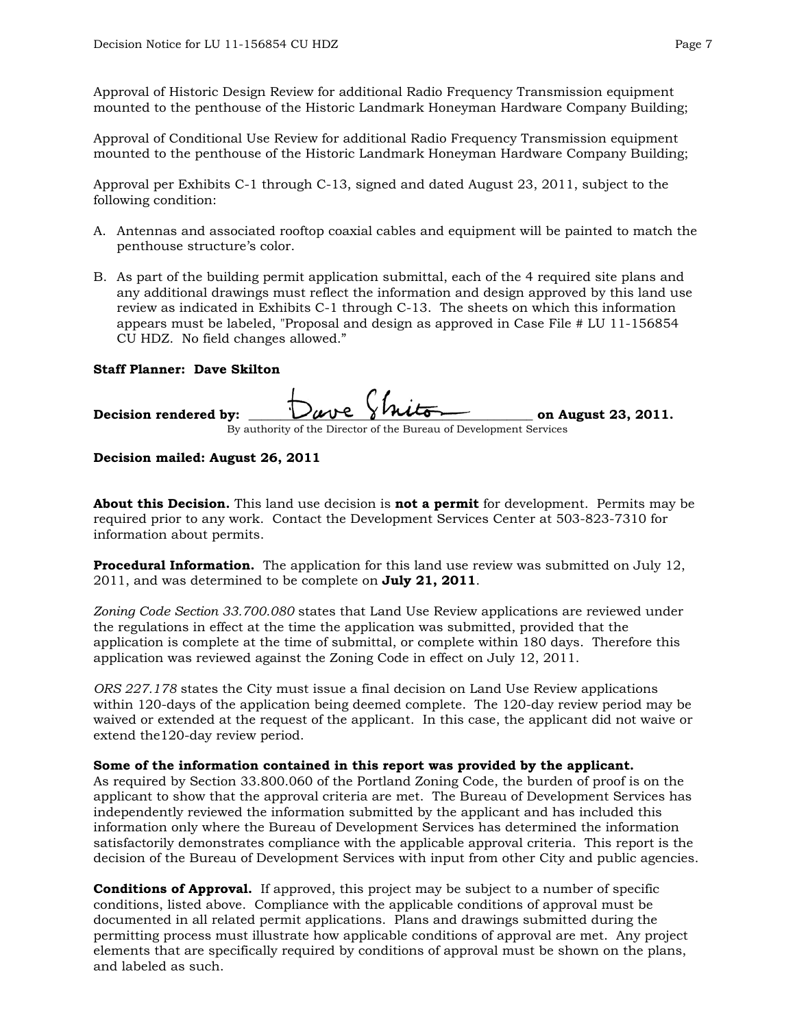Approval of Historic Design Review for additional Radio Frequency Transmission equipment mounted to the penthouse of the Historic Landmark Honeyman Hardware Company Building;

Approval of Conditional Use Review for additional Radio Frequency Transmission equipment mounted to the penthouse of the Historic Landmark Honeyman Hardware Company Building;

Approval per Exhibits C-1 through C-13, signed and dated August 23, 2011, subject to the following condition:

A. Antennas and associated rooftop coaxial cables and equipment will be painted to match the penthouse structure's color.

B. As part of the building permit application submittal, each of the 4 required site plans and any additional drawings must reflect the information and design approved by this land use review as indicated in Exhibits C-1 through C-13. The sheets on which this information appears must be labeled, "Proposal and design as approved in Case File # LU 11-156854 CU HDZ. No field changes allowed."

**Staff Planner: Dave Skilton**

**Decision rendered by:** Dave Skilton **on August 23, 2011.**
By authority of the Director of the Bureau of Development Services

**Decision mailed: August 26, 2011**

**About this Decision.** This land use decision is **not a permit** for development. Permits may be required prior to any work. Contact the Development Services Center at 503-823-7310 for information about permits.

**Procedural Information.** The application for this land use review was submitted on July 12, 2011, and was determined to be complete on **July 21, 2011**.

*Zoning Code Section 33.700.080* states that Land Use Review applications are reviewed under the regulations in effect at the time the application was submitted, provided that the application is complete at the time of submittal, or complete within 180 days. Therefore this application was reviewed against the Zoning Code in effect on July 12, 2011.

*ORS 227.178* states the City must issue a final decision on Land Use Review applications within 120-days of the application being deemed complete. The 120-day review period may be waived or extended at the request of the applicant. In this case, the applicant did not waive or extend the120-day review period.

**Some of the information contained in this report was provided by the applicant.**
As required by Section 33.800.060 of the Portland Zoning Code, the burden of proof is on the applicant to show that the approval criteria are met. The Bureau of Development Services has independently reviewed the information submitted by the applicant and has included this information only where the Bureau of Development Services has determined the information satisfactorily demonstrates compliance with the applicable approval criteria. This report is the decision of the Bureau of Development Services with input from other City and public agencies.

**Conditions of Approval.** If approved, this project may be subject to a number of specific conditions, listed above. Compliance with the applicable conditions of approval must be documented in all related permit applications. Plans and drawings submitted during the permitting process must illustrate how applicable conditions of approval are met. Any project elements that are specifically required by conditions of approval must be shown on the plans, and labeled as such.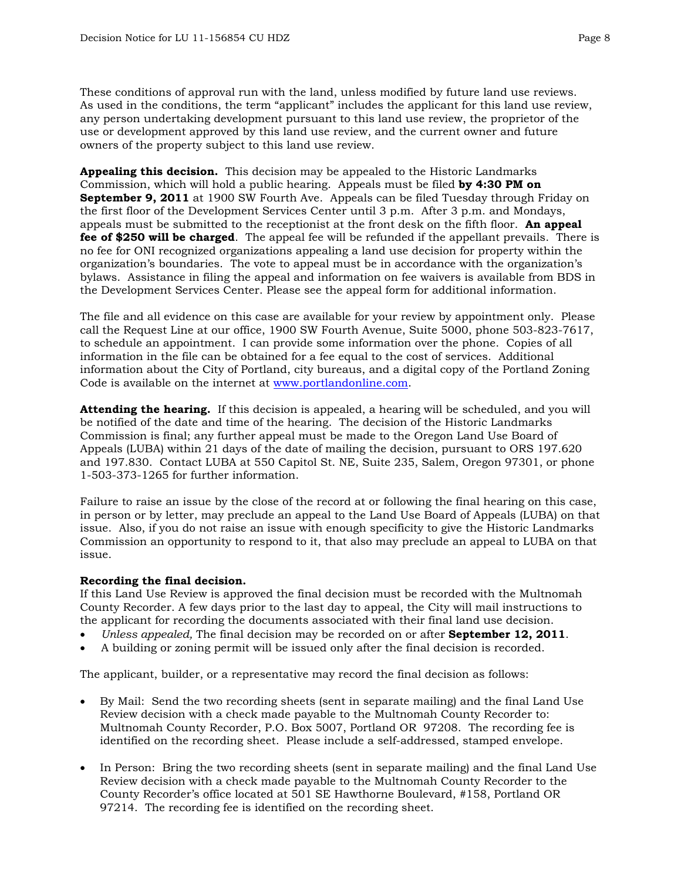These conditions of approval run with the land, unless modified by future land use reviews. As used in the conditions, the term "applicant" includes the applicant for this land use review, any person undertaking development pursuant to this land use review, the proprietor of the use or development approved by this land use review, and the current owner and future owners of the property subject to this land use review.

**Appealing this decision.** This decision may be appealed to the Historic Landmarks Commission, which will hold a public hearing. Appeals must be filed **by 4:30 PM on September 9, 2011** at 1900 SW Fourth Ave. Appeals can be filed Tuesday through Friday on the first floor of the Development Services Center until 3 p.m. After 3 p.m. and Mondays, appeals must be submitted to the receptionist at the front desk on the fifth floor. **An appeal fee of $250 will be charged**. The appeal fee will be refunded if the appellant prevails. There is no fee for ONI recognized organizations appealing a land use decision for property within the organization's boundaries. The vote to appeal must be in accordance with the organization's bylaws. Assistance in filing the appeal and information on fee waivers is available from BDS in the Development Services Center. Please see the appeal form for additional information.

The file and all evidence on this case are available for your review by appointment only. Please call the Request Line at our office, 1900 SW Fourth Avenue, Suite 5000, phone 503-823-7617, to schedule an appointment. I can provide some information over the phone. Copies of all information in the file can be obtained for a fee equal to the cost of services. Additional information about the City of Portland, city bureaus, and a digital copy of the Portland Zoning Code is available on the internet at www.portlandonline.com.

**Attending the hearing.** If this decision is appealed, a hearing will be scheduled, and you will be notified of the date and time of the hearing. The decision of the Historic Landmarks Commission is final; any further appeal must be made to the Oregon Land Use Board of Appeals (LUBA) within 21 days of the date of mailing the decision, pursuant to ORS 197.620 and 197.830. Contact LUBA at 550 Capitol St. NE, Suite 235, Salem, Oregon 97301, or phone 1-503-373-1265 for further information.

Failure to raise an issue by the close of the record at or following the final hearing on this case, in person or by letter, may preclude an appeal to the Land Use Board of Appeals (LUBA) on that issue. Also, if you do not raise an issue with enough specificity to give the Historic Landmarks Commission an opportunity to respond to it, that also may preclude an appeal to LUBA on that issue.

**Recording the final decision.**
If this Land Use Review is approved the final decision must be recorded with the Multnomah County Recorder. A few days prior to the last day to appeal, the City will mail instructions to the applicant for recording the documents associated with their final land use decision.

- *Unless appealed,* The final decision may be recorded on or after **September 12, 2011**.
- A building or zoning permit will be issued only after the final decision is recorded.

The applicant, builder, or a representative may record the final decision as follows:

- By Mail: Send the two recording sheets (sent in separate mailing) and the final Land Use Review decision with a check made payable to the Multnomah County Recorder to: Multnomah County Recorder, P.O. Box 5007, Portland OR 97208. The recording fee is identified on the recording sheet. Please include a self-addressed, stamped envelope.

- In Person: Bring the two recording sheets (sent in separate mailing) and the final Land Use Review decision with a check made payable to the Multnomah County Recorder to the County Recorder's office located at 501 SE Hawthorne Boulevard, #158, Portland OR 97214. The recording fee is identified on the recording sheet.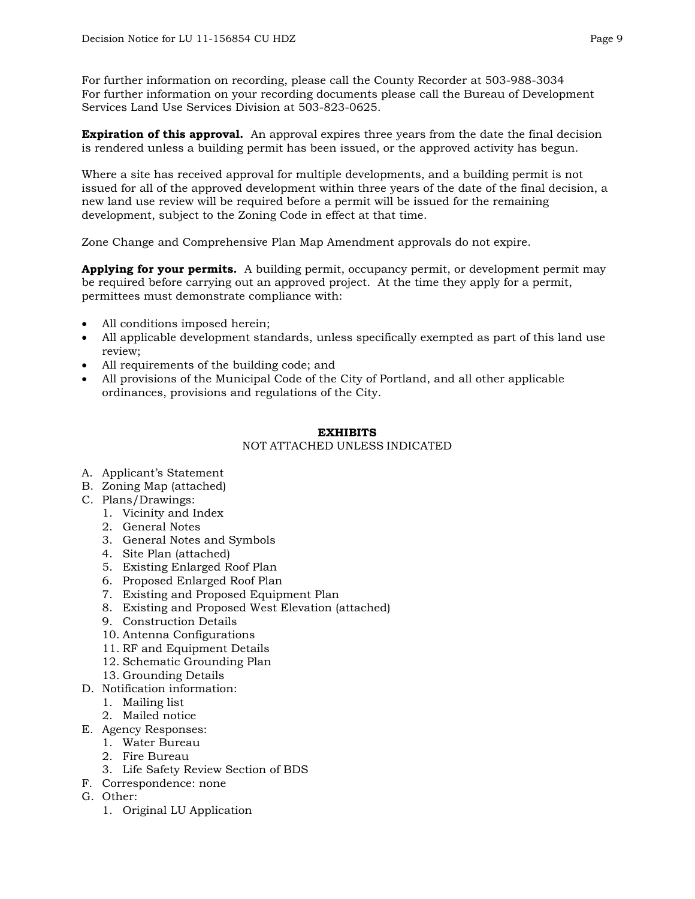For further information on recording, please call the County Recorder at 503-988-3034
For further information on your recording documents please call the Bureau of Development Services Land Use Services Division at 503-823-0625.

**Expiration of this approval.** An approval expires three years from the date the final decision is rendered unless a building permit has been issued, or the approved activity has begun.

Where a site has received approval for multiple developments, and a building permit is not issued for all of the approved development within three years of the date of the final decision, a new land use review will be required before a permit will be issued for the remaining development, subject to the Zoning Code in effect at that time.

Zone Change and Comprehensive Plan Map Amendment approvals do not expire.

**Applying for your permits.** A building permit, occupancy permit, or development permit may be required before carrying out an approved project. At the time they apply for a permit, permittees must demonstrate compliance with:

- All conditions imposed herein;
- All applicable development standards, unless specifically exempted as part of this land use review;
- All requirements of the building code; and
- All provisions of the Municipal Code of the City of Portland, and all other applicable ordinances, provisions and regulations of the City.

## EXHIBITS

NOT ATTACHED UNLESS INDICATED

A. Applicant's Statement
B. Zoning Map (attached)
C. Plans/Drawings:
   1. Vicinity and Index
   2. General Notes
   3. General Notes and Symbols
   4. Site Plan (attached)
   5. Existing Enlarged Roof Plan
   6. Proposed Enlarged Roof Plan
   7. Existing and Proposed Equipment Plan
   8. Existing and Proposed West Elevation (attached)
   9. Construction Details
   10. Antenna Configurations
   11. RF and Equipment Details
   12. Schematic Grounding Plan
   13. Grounding Details
D. Notification information:
   1. Mailing list
   2. Mailed notice
E. Agency Responses:
   1. Water Bureau
   2. Fire Bureau
   3. Life Safety Review Section of BDS
F. Correspondence: none
G. Other:
   1. Original LU Application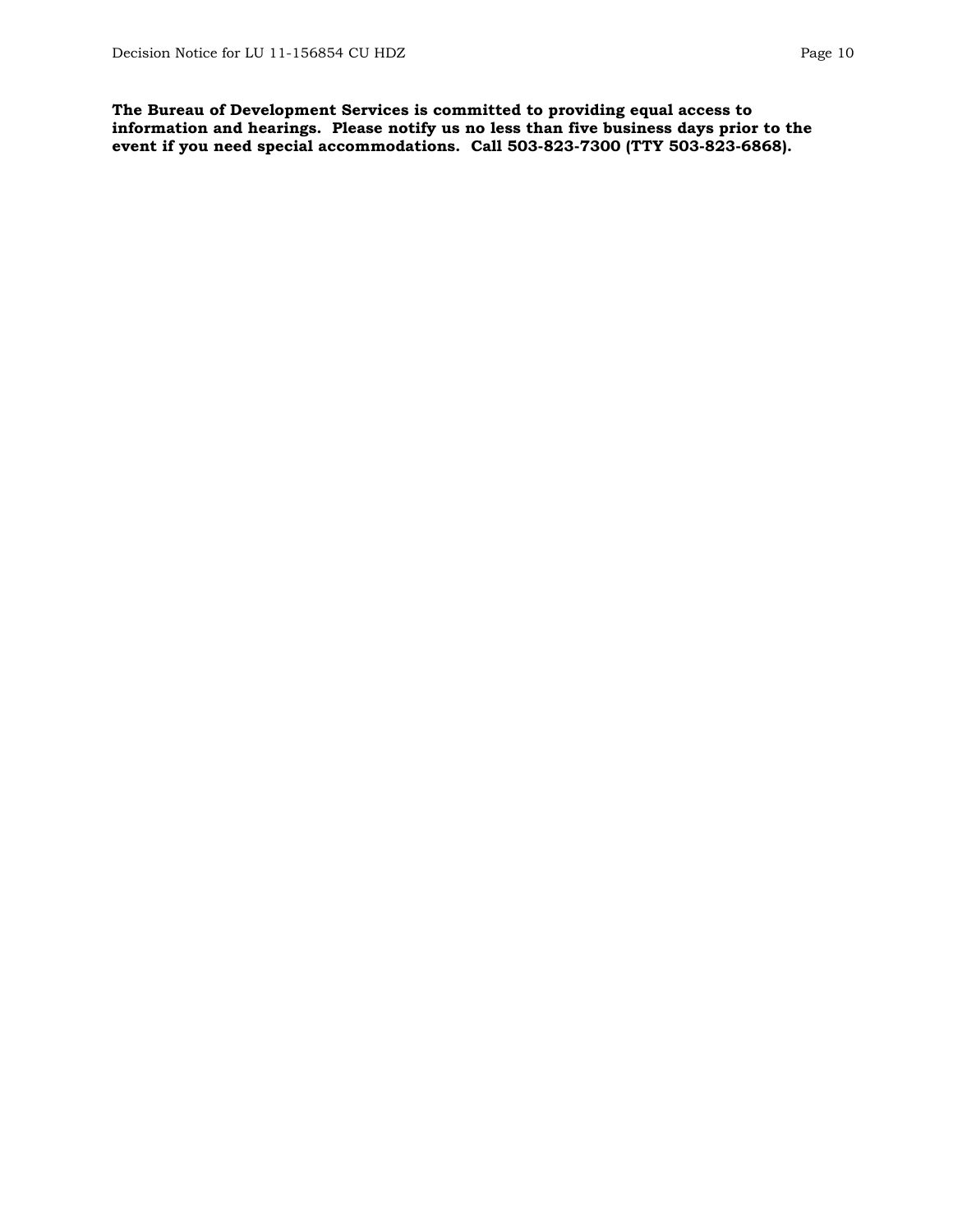**The Bureau of Development Services is committed to providing equal access to information and hearings. Please notify us no less than five business days prior to the event if you need special accommodations. Call 503-823-7300 (TTY 503-823-6868).**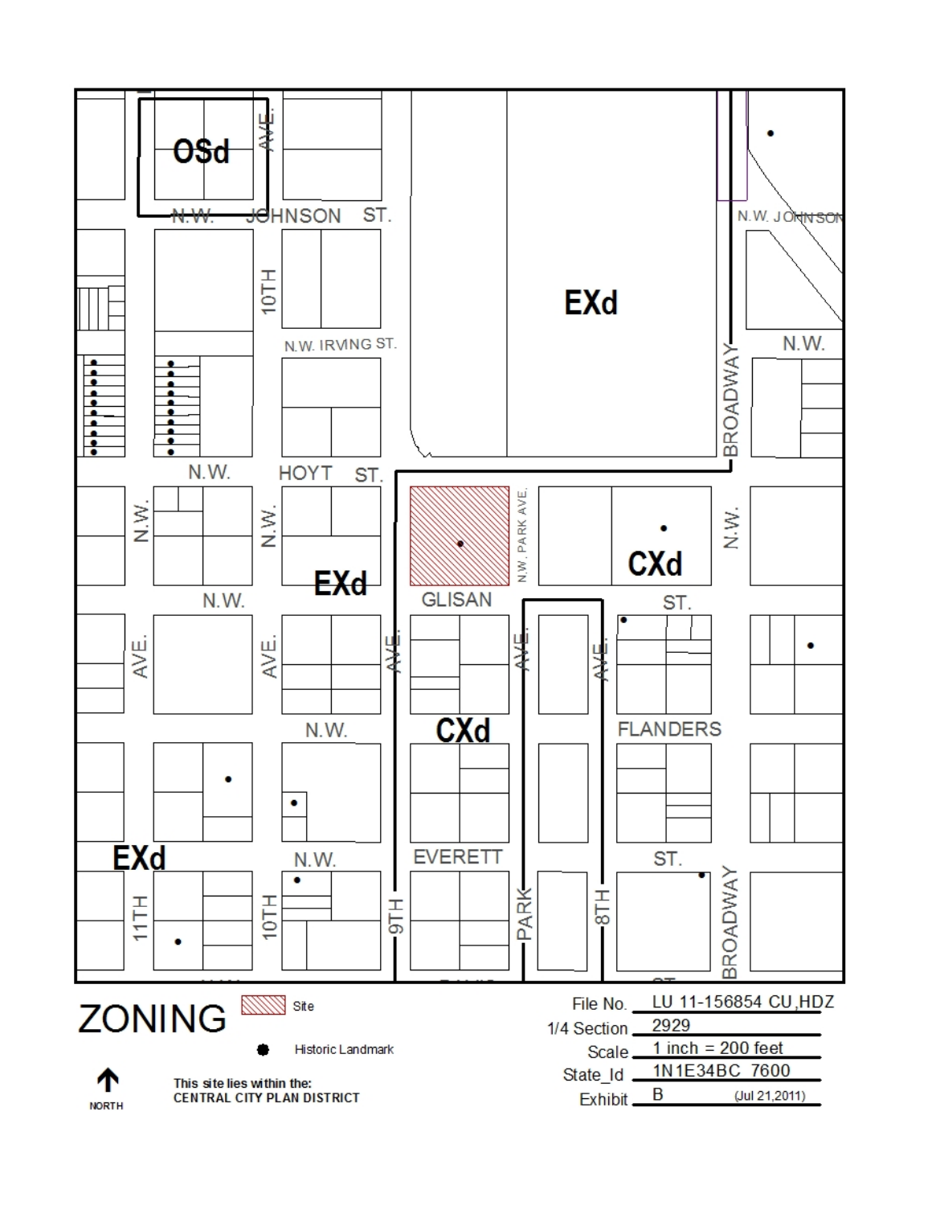# ZONING

Site

Historic Landmark

NORTH

This site lies within the:
CENTRAL CITY PLAN DISTRICT

File No. LU 11-156854 CU,HDZ

1/4 Section 2929

Scale 1 inch = 200 feet

State_Id 1N1E34BC 7600

Exhibit B (Jul 21,2011)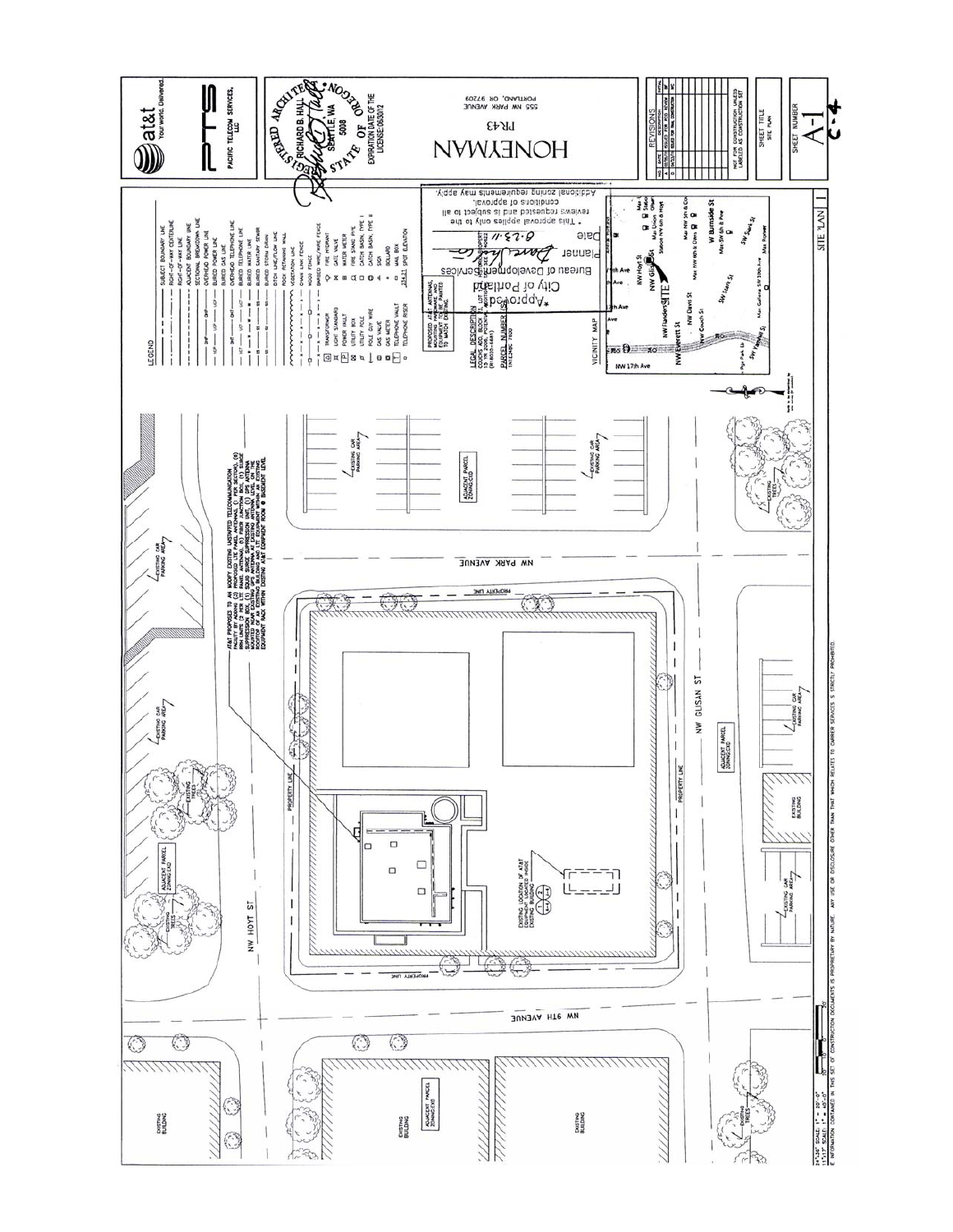# HONEYMAN

PR43

555 NW PARK AVENUE
PORTLAND, OR 97209

AT&T — Your world. Delivered.

PTS — PACIFIC TELECOM SERVICES, LLC

REGISTERED ARCHITECT
RICHARD B. HALL
SEATTLE, WA
5008
STATE OF OREGON
EXPIRATION DATE OF THE LICENSE: 06/30/12

REVISIONS

NOT FOR CONSTRUCTION UNLESS LABELED AS CONSTRUCTION SET

SHEET TITLE: SITE PLAN

SHEET NUMBER: A-1

C-4

## LEGEND

- SUBJECT BOUNDARY LINE
- RIGHT-OF-WAY CENTERLINE
- RIGHT-OF-WAY LINE
- ADJACENT BOUNDARY LINE
- SECTIONAL BREAKDOWN LINE
- OVERHEAD POWER LINE
- BURIED POWER LINE
- BURIED GAS LINE
- OVERHEAD TELEPHONE LINE
- BURIED TELEPHONE LINE
- BURIED WATER LINE
- BURIED SANITARY SEWER
- BURIED STORM DRAIN
- DITCH LINE/FLOW LINE
- ROCK RETAINING WALL
- VEGETATION LINE
- CHAIN LINK FENCE
- WOOD FENCE
- BARBED WIRE/WIRE FENCE
- TRANSFORMER
- LIGHT STANDARD
- POWER VAULT
- UTILITY BOX
- UTILITY POLE
- POLE GUY WIRE
- GAS VALVE
- GAS METER
- TELEPHONE VAULT
- TELEPHONE RISER
- FIRE HYDRANT
- GATE VALVE
- WATER METER
- FIRE STAND PIPE
- CATCH BASIN, TYPE I
- CATCH BASIN, TYPE II
- SIGN
- BOLLARD
- MAIL BOX
- SPOT ELEVATION

PROPOSED AT&T ANTENNAS, MOUNTING HARDWARE AND EQUIPMENT TO BE PAINTED TO MATCH EXISTING.

LEGAL DESCRIPTION: COUCHS ADD, BLOCK ... LOT ...

PARCEL NUMBER: 1N1E34BC 7600

VICINITY MAP

\*Approved\*
City of Portland
Bureau of Development Services
Planner
Date 6.23.11
\* This approval applies only to the reviews requested and is subject to all conditions of approval.
Additional zoning requirements may apply.

AT&T PROPOSES TO AN MODIFY EXISTING UNSTAFFED TELECOMMUNICATION FACILITY BY ADDING (3) PROPOSED LTE PANEL ANTENNAS, (1 PER SECTOR), (9) RRH UNITS (3 PER LTE PANEL ANTENNA), (1) FIBER JUNCTION BOX, (1) SURGE SUPPRESSION BOX, (1) SQUID SURGE SUPPRESSION UNIT, (1) GPS ANTENNA MOUNTED NEAR EXISTING GPS ANTENNA AT EXISTING ANTENNA LEVEL ON THE ROOFTOP OF AN EXISTING BUILDING AND LTE EQUIPMENT WITHIN AN EXISTING EQUIPMENT RACK WITHIN EXISTING AT&T EQUIPMENT ROOM @ BASEMENT LEVEL

EXISTING LOCATION OF AT&T EQUIPMENT LOCATED INSIDE EXISTING BUILDING

NW HOYT ST — NW PARK AVENUE — NW GLISAN ST — NW 9TH AVENUE

PROPERTY LINE — EXISTING CAR PARKING AREA — EXISTING TREES — EXISTING BUILDING — ADJACENT PARCEL ZONING:CXD

SITE PLAN 1

11x17 SCALE: 1" = 40'-0"

THE INFORMATION CONTAINED IN THIS SET OF CONSTRUCTION DOCUMENTS IS PROPRIETARY BY NATURE. ANY USE OR DISCLOSURE OTHER THAN THAT WHICH RELATES TO CARRIER SERVICES IS STRICTLY PROHIBITED.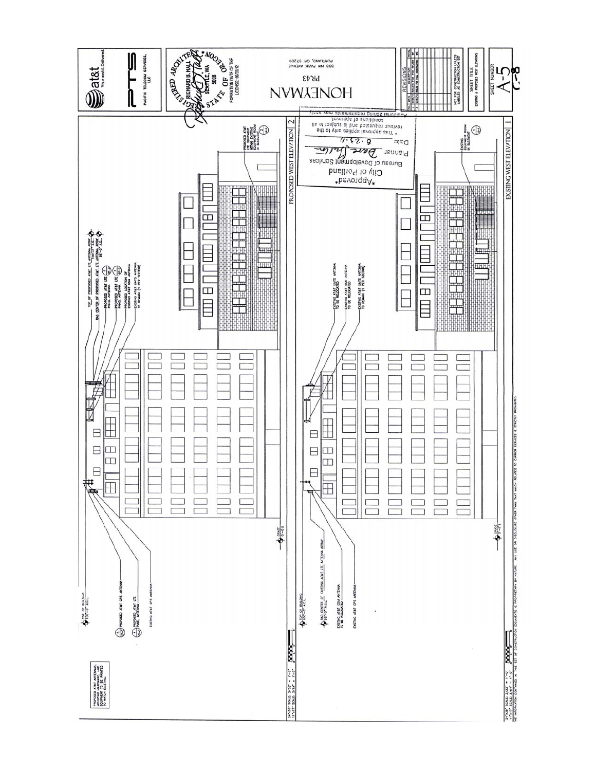PROPOSED AT&T ANTENNAS, MOUNTING HARDWARE, AND EQUIPMENT TO BE PAINTED TO MATCH EXISTING.

TOP OF BUILDING 100'-0" A.G.L.

PROPOSED AT&T GPS ANTENNA

PROPOSED AT&T LTE PANEL ANTENNA

EXISTING AT&T GPS ANTENNA

TOP OF PROPOSED AT&T LTE ANTENNA ARRAY

RAD CENTER OF PROPOSED AT&T LTE ANTENNA ARRAY

PROPOSED AT&T LTE PANEL ANTENNA

PROPOSED AT&T LTE PANEL ANTENNA

PROPOSED LOCATION OF EXISTING AT&T GSM ANTENNA

EXISTING AT&T UMTS ANTENNA TO REMAIN (1 PER SECTOR)

PROPOSED AT&T LTE EQUIPMENT WITHIN EXISTING EQUIPMENT ROOM IN BASEMENT

GRADE 0'-0" ±

PROPOSED WEST ELEVATION 2

TOP OF BUILDING 100'-0" A.G.L.

RAD CENTER OF EXISTING AT&T LTE ANTENNA ARRAY 93'-0" A.G.L.

EXISTING AT&T GSM ANTENNA TO BE RELOCATED

EXISTING AT&T GPS ANTENNA

EXISTING AT&T UMTS ANTENNA TO BE RELOCATED

EXISTING AT&T GSM ANTENNA TO BE RELOCATED

EXISTING AT&T UMTS ANTENNA TO REMAIN (1 PER SECTOR)

EXISTING EQUIPMENT ROOM IN BASEMENT

GRADE 0'-0" ±

EXISTING WEST ELEVATION 1

24"x36" SCALE: 3/32" = 1'-0"
11"x17" SCALE: 3/64" = 1'-0"

THE INFORMATION CONTAINED IN THIS SET OF CONSTRUCTION DOCUMENTS IS PROPRIETARY BY NATURE. ANY USE OR DISCLOSURE OTHER THAN THAT WHICH RELATES TO CARRIER SERVICES IS STRICTLY PROHIBITED.

*Approved*
City of Portland
Bureau of Development Services
Planner: Dave Skilton
Date: 8-25-11
* This approval applies only to the reviews requested and is subject to all conditions of approval.
Additional zoning requirements may apply.

at&t Your world. Delivered.

PTS PACIFIC TELECOM SERVICES, LLC

REGISTERED ARCHITECT
RICHARD B. HALL
SEATTLE, WA
5008
STATE OF OREGON
EXPIRATION DATE OF THE LICENSE: 06/2012

HONEYMAN
PR43
555 NW PARK AVENUE
PORTLAND, OR 97209

REVISIONS

NOT FOR CONSTRUCTION UNLESS LABELED AS CONSTRUCTION SET

SHEET TITLE
EXISTING & PROPOSED WEST ELEVATIONS

SHEET NUMBER
A-5
C-8